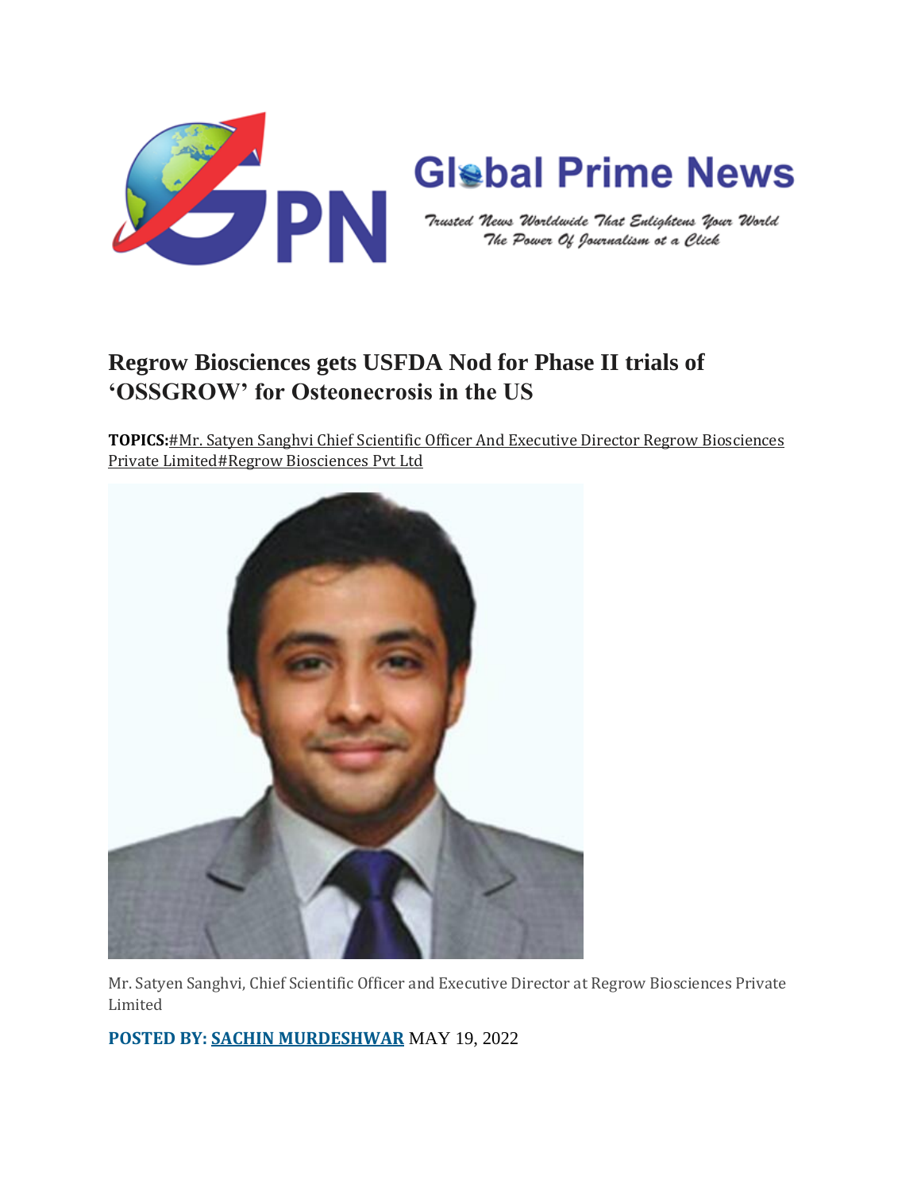Global Prime News

*Trusted News Worldwide That Enlightens Your World*
*The Power Of Journalism at a Click*

# Regrow Biosciences gets USFDA Nod for Phase II trials of 'OSSGROW' for Osteonecrosis in the US

**TOPICS:**#Mr. Satyen Sanghvi Chief Scientific Officer And Executive Director Regrow Biosciences Private Limited#Regrow Biosciences Pvt Ltd

Mr. Satyen Sanghvi, Chief Scientific Officer and Executive Director at Regrow Biosciences Private Limited

**POSTED BY: SACHIN MURDESHWAR** MAY 19, 2022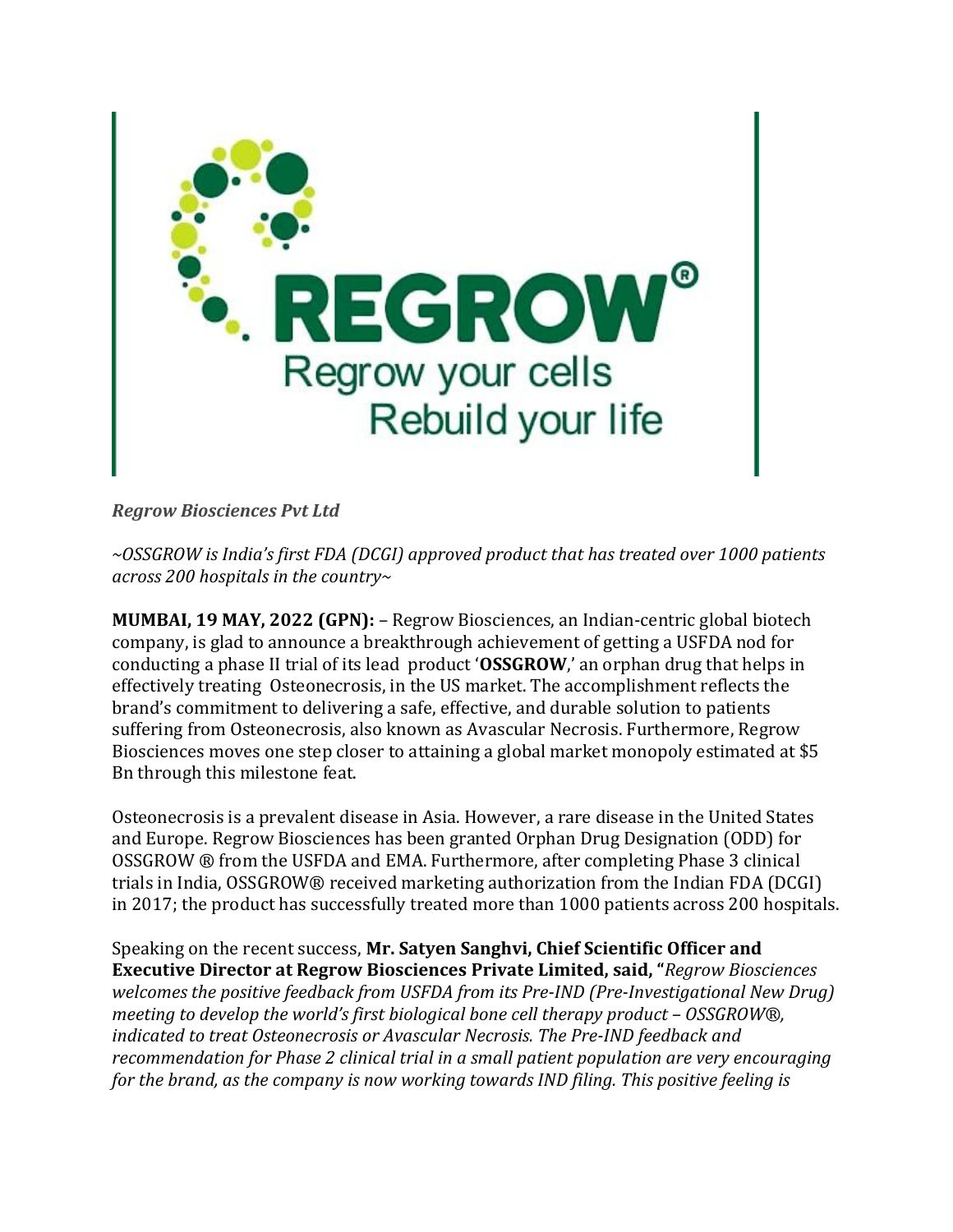*Regrow Biosciences Pvt Ltd*

*~OSSGROW is India's first FDA (DCGI) approved product that has treated over 1000 patients across 200 hospitals in the country~*

**MUMBAI, 19 MAY, 2022 (GPN):** – Regrow Biosciences, an Indian-centric global biotech company, is glad to announce a breakthrough achievement of getting a USFDA nod for conducting a phase II trial of its lead product '**OSSGROW**,' an orphan drug that helps in effectively treating Osteonecrosis, in the US market. The accomplishment reflects the brand's commitment to delivering a safe, effective, and durable solution to patients suffering from Osteonecrosis, also known as Avascular Necrosis. Furthermore, Regrow Biosciences moves one step closer to attaining a global market monopoly estimated at $5 Bn through this milestone feat.

Osteonecrosis is a prevalent disease in Asia. However, a rare disease in the United States and Europe. Regrow Biosciences has been granted Orphan Drug Designation (ODD) for OSSGROW ® from the USFDA and EMA. Furthermore, after completing Phase 3 clinical trials in India, OSSGROW® received marketing authorization from the Indian FDA (DCGI) in 2017; the product has successfully treated more than 1000 patients across 200 hospitals.

Speaking on the recent success, **Mr. Satyen Sanghvi, Chief Scientific Officer and Executive Director at Regrow Biosciences Private Limited, said, "***Regrow Biosciences welcomes the positive feedback from USFDA from its Pre-IND (Pre-Investigational New Drug) meeting to develop the world's first biological bone cell therapy product – OSSGROW®, indicated to treat Osteonecrosis or Avascular Necrosis. The Pre-IND feedback and recommendation for Phase 2 clinical trial in a small patient population are very encouraging for the brand, as the company is now working towards IND filing. This positive feeling is*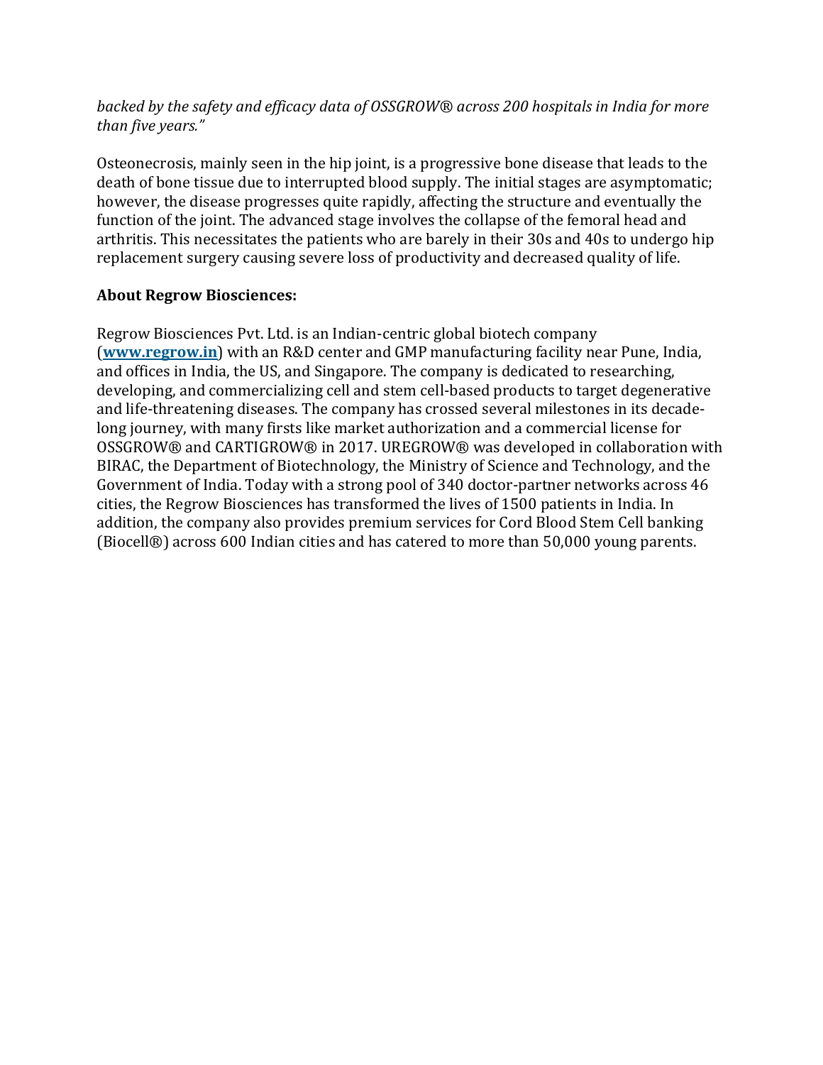*backed by the safety and efficacy data of OSSGROW® across 200 hospitals in India for more than five years."*

Osteonecrosis, mainly seen in the hip joint, is a progressive bone disease that leads to the death of bone tissue due to interrupted blood supply. The initial stages are asymptomatic; however, the disease progresses quite rapidly, affecting the structure and eventually the function of the joint. The advanced stage involves the collapse of the femoral head and arthritis. This necessitates the patients who are barely in their 30s and 40s to undergo hip replacement surgery causing severe loss of productivity and decreased quality of life.

**About Regrow Biosciences:**

Regrow Biosciences Pvt. Ltd. is an Indian-centric global biotech company (**[www.regrow.in](http://www.regrow.in)**) with an R&D center and GMP manufacturing facility near Pune, India, and offices in India, the US, and Singapore. The company is dedicated to researching, developing, and commercializing cell and stem cell-based products to target degenerative and life-threatening diseases. The company has crossed several milestones in its decade-long journey, with many firsts like market authorization and a commercial license for OSSGROW® and CARTIGROW® in 2017. UREGROW® was developed in collaboration with BIRAC, the Department of Biotechnology, the Ministry of Science and Technology, and the Government of India. Today with a strong pool of 340 doctor-partner networks across 46 cities, the Regrow Biosciences has transformed the lives of 1500 patients in India. In addition, the company also provides premium services for Cord Blood Stem Cell banking (Biocell®) across 600 Indian cities and has catered to more than 50,000 young parents.